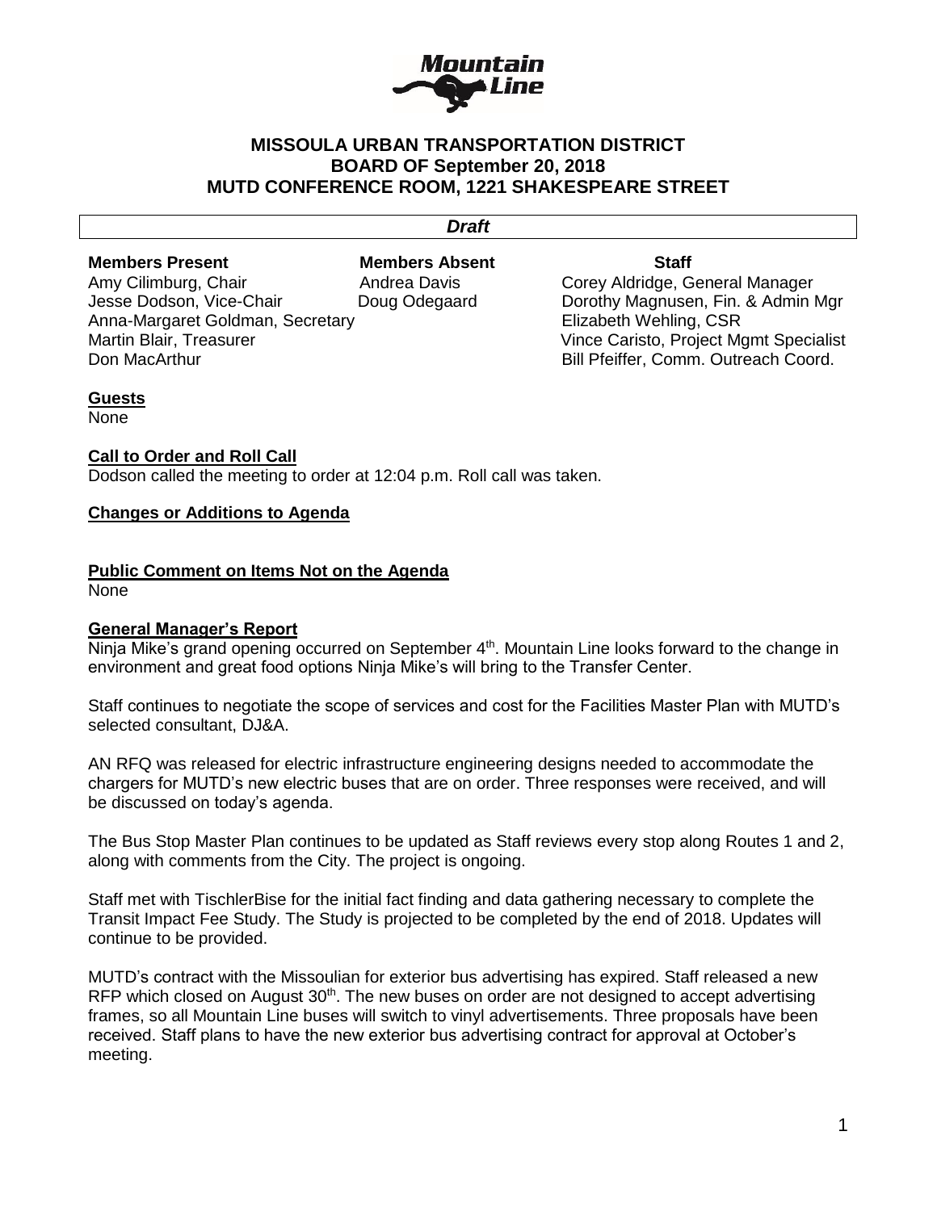# MISSOULA URBAN TRANSPORTATION DISTRICT
## BOARD OF September 20, 2018
## MUTD CONFERENCE ROOM, 1221 SHAKESPEARE STREET

*Draft*

| Members Present | Members Absent | Staff |
|---|---|---|
| Amy Cilimburg, Chair | Andrea Davis | Corey Aldridge, General Manager |
| Jesse Dodson, Vice-Chair | Doug Odegaard | Dorothy Magnusen, Fin. & Admin Mgr |
| Anna-Margaret Goldman, Secretary | | Elizabeth Wehling, CSR |
| Martin Blair, Treasurer | | Vince Caristo, Project Mgmt Specialist |
| Don MacArthur | | Bill Pfeiffer, Comm. Outreach Coord. |

**Guests**

None

**Call to Order and Roll Call**

Dodson called the meeting to order at 12:04 p.m. Roll call was taken.

**Changes or Additions to Agenda**

**Public Comment on Items Not on the Agenda**

None

**General Manager's Report**

Ninja Mike's grand opening occurred on September 4th. Mountain Line looks forward to the change in environment and great food options Ninja Mike's will bring to the Transfer Center.

Staff continues to negotiate the scope of services and cost for the Facilities Master Plan with MUTD's selected consultant, DJ&A.

AN RFQ was released for electric infrastructure engineering designs needed to accommodate the chargers for MUTD's new electric buses that are on order. Three responses were received, and will be discussed on today's agenda.

The Bus Stop Master Plan continues to be updated as Staff reviews every stop along Routes 1 and 2, along with comments from the City. The project is ongoing.

Staff met with TischlerBise for the initial fact finding and data gathering necessary to complete the Transit Impact Fee Study. The Study is projected to be completed by the end of 2018. Updates will continue to be provided.

MUTD's contract with the Missoulian for exterior bus advertising has expired. Staff released a new RFP which closed on August 30th. The new buses on order are not designed to accept advertising frames, so all Mountain Line buses will switch to vinyl advertisements. Three proposals have been received. Staff plans to have the new exterior bus advertising contract for approval at October's meeting.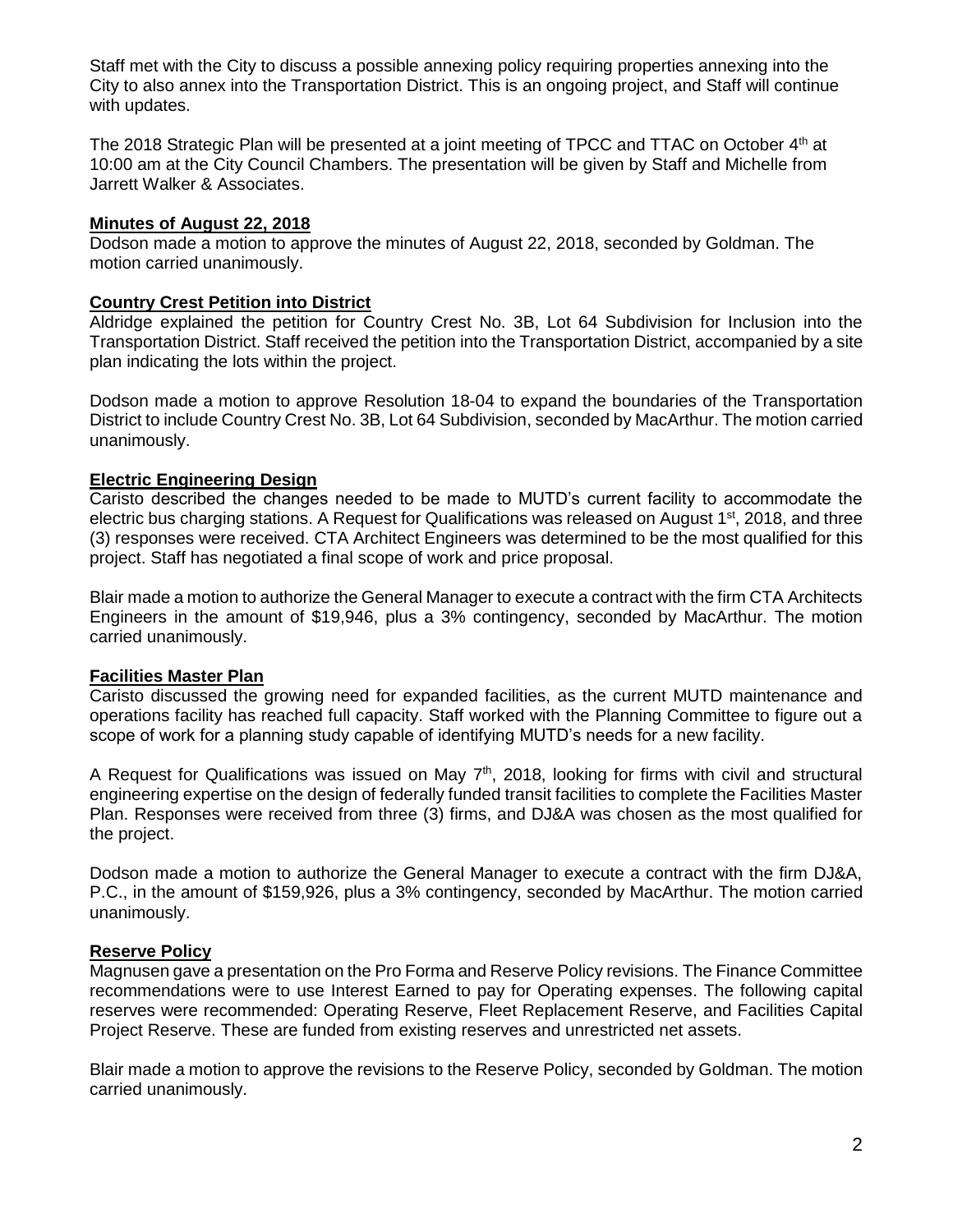Staff met with the City to discuss a possible annexing policy requiring properties annexing into the City to also annex into the Transportation District. This is an ongoing project, and Staff will continue with updates.

The 2018 Strategic Plan will be presented at a joint meeting of TPCC and TTAC on October 4th at 10:00 am at the City Council Chambers. The presentation will be given by Staff and Michelle from Jarrett Walker & Associates.

**Minutes of August 22, 2018**

Dodson made a motion to approve the minutes of August 22, 2018, seconded by Goldman. The motion carried unanimously.

**Country Crest Petition into District**

Aldridge explained the petition for Country Crest No. 3B, Lot 64 Subdivision for Inclusion into the Transportation District. Staff received the petition into the Transportation District, accompanied by a site plan indicating the lots within the project.

Dodson made a motion to approve Resolution 18-04 to expand the boundaries of the Transportation District to include Country Crest No. 3B, Lot 64 Subdivision, seconded by MacArthur. The motion carried unanimously.

**Electric Engineering Design**

Caristo described the changes needed to be made to MUTD's current facility to accommodate the electric bus charging stations. A Request for Qualifications was released on August 1st, 2018, and three (3) responses were received. CTA Architect Engineers was determined to be the most qualified for this project. Staff has negotiated a final scope of work and price proposal.

Blair made a motion to authorize the General Manager to execute a contract with the firm CTA Architects Engineers in the amount of $19,946, plus a 3% contingency, seconded by MacArthur. The motion carried unanimously.

**Facilities Master Plan**

Caristo discussed the growing need for expanded facilities, as the current MUTD maintenance and operations facility has reached full capacity. Staff worked with the Planning Committee to figure out a scope of work for a planning study capable of identifying MUTD's needs for a new facility.

A Request for Qualifications was issued on May 7th, 2018, looking for firms with civil and structural engineering expertise on the design of federally funded transit facilities to complete the Facilities Master Plan. Responses were received from three (3) firms, and DJ&A was chosen as the most qualified for the project.

Dodson made a motion to authorize the General Manager to execute a contract with the firm DJ&A, P.C., in the amount of $159,926, plus a 3% contingency, seconded by MacArthur. The motion carried unanimously.

**Reserve Policy**

Magnusen gave a presentation on the Pro Forma and Reserve Policy revisions. The Finance Committee recommendations were to use Interest Earned to pay for Operating expenses. The following capital reserves were recommended: Operating Reserve, Fleet Replacement Reserve, and Facilities Capital Project Reserve. These are funded from existing reserves and unrestricted net assets.

Blair made a motion to approve the revisions to the Reserve Policy, seconded by Goldman. The motion carried unanimously.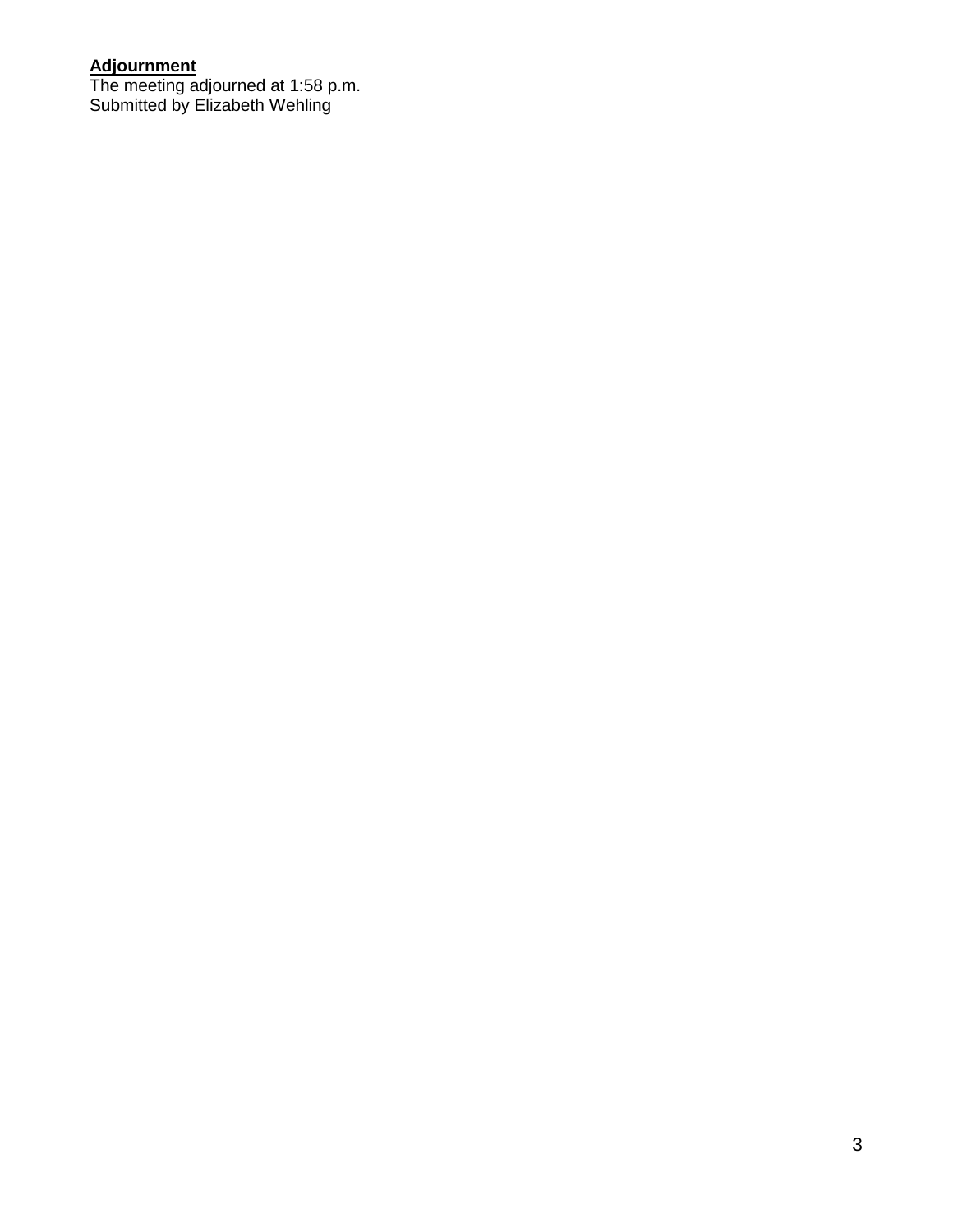**Adjournment**
The meeting adjourned at 1:58 p.m.
Submitted by Elizabeth Wehling